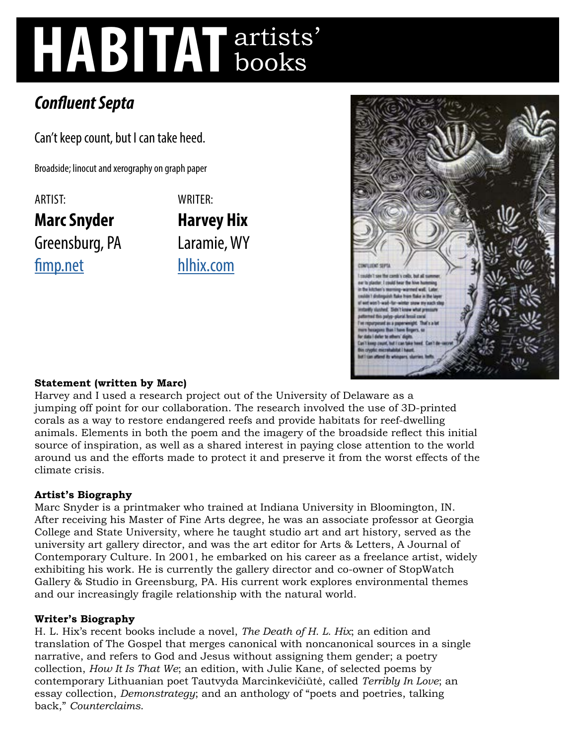# HABITAT artists' books

## *Confluent Septa*

Can't keep count, but I can take heed.

Broadside; linocut and xerography on graph paper

ARTIST:
**Marc Snyder**
Greensburg, PA
[fimp.net](fimp.net)

WRITER:
**Harvey Hix**
Laramie, WY
[hlhix.com](hlhix.com)

**Statement (written by Marc)**

Harvey and I used a research project out of the University of Delaware as a jumping off point for our collaboration. The research involved the use of 3D-printed corals as a way to restore endangered reefs and provide habitats for reef-dwelling animals. Elements in both the poem and the imagery of the broadside reflect this initial source of inspiration, as well as a shared interest in paying close attention to the world around us and the efforts made to protect it and preserve it from the worst effects of the climate crisis.

**Artist's Biography**

Marc Snyder is a printmaker who trained at Indiana University in Bloomington, IN. After receiving his Master of Fine Arts degree, he was an associate professor at Georgia College and State University, where he taught studio art and art history, served as the university art gallery director, and was the art editor for Arts & Letters, A Journal of Contemporary Culture. In 2001, he embarked on his career as a freelance artist, widely exhibiting his work. He is currently the gallery director and co-owner of StopWatch Gallery & Studio in Greensburg, PA. His current work explores environmental themes and our increasingly fragile relationship with the natural world.

**Writer's Biography**

H. L. Hix's recent books include a novel, *The Death of H. L. Hix*; an edition and translation of The Gospel that merges canonical with noncanonical sources in a single narrative, and refers to God and Jesus without assigning them gender; a poetry collection, *How It Is That We*; an edition, with Julie Kane, of selected poems by contemporary Lithuanian poet Tautvyda Marcinkevičiūtė, called *Terribly In Love*; an essay collection, *Demonstrategy*; and an anthology of "poets and poetries, talking back," *Counterclaims*.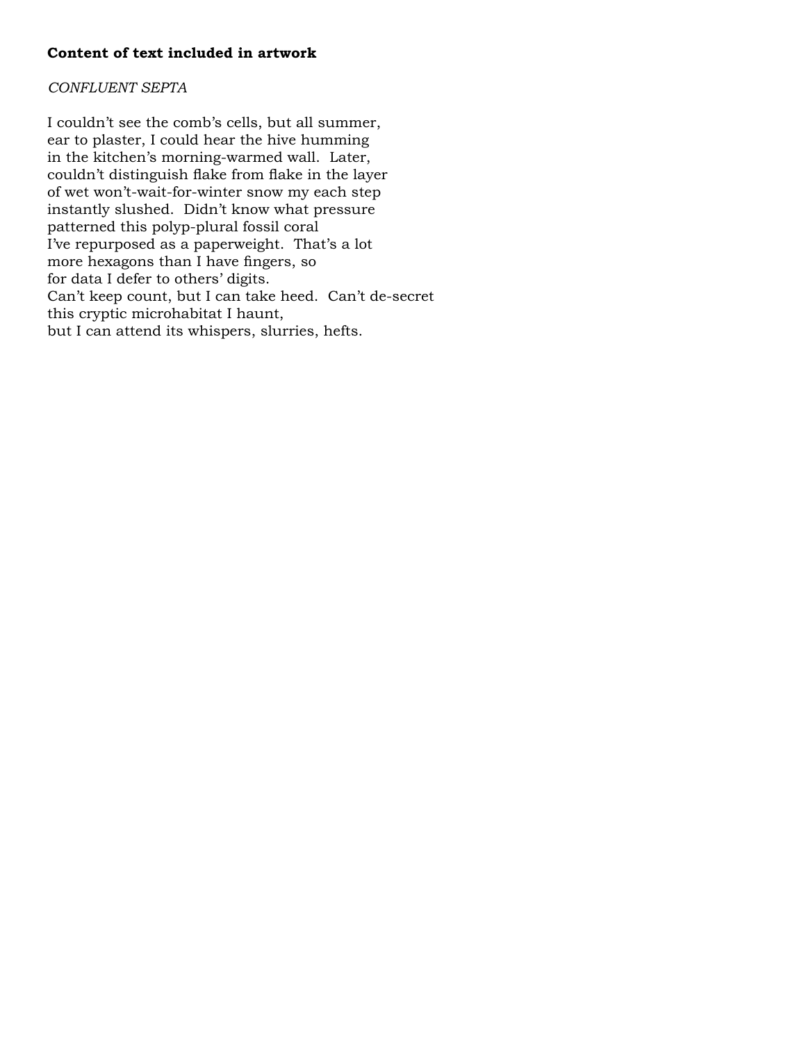**Content of text included in artwork**

*CONFLUENT SEPTA*

I couldn’t see the comb’s cells, but all summer,
ear to plaster, I could hear the hive humming
in the kitchen’s morning-warmed wall.  Later,
couldn’t distinguish flake from flake in the layer
of wet won’t-wait-for-winter snow my each step
instantly slushed.  Didn’t know what pressure
patterned this polyp-plural fossil coral
I’ve repurposed as a paperweight.  That’s a lot
more hexagons than I have fingers, so
for data I defer to others’ digits.
Can’t keep count, but I can take heed.  Can’t de-secret
this cryptic microhabitat I haunt,
but I can attend its whispers, slurries, hefts.